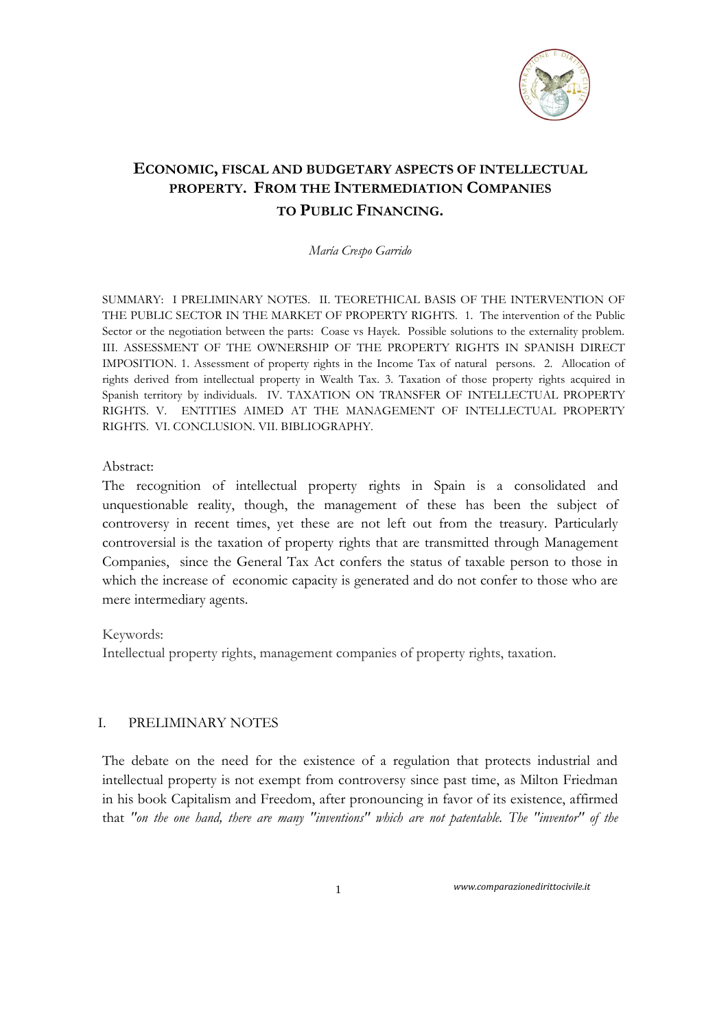# ECONOMIC, FISCAL AND BUDGETARY ASPECTS OF INTELLECTUAL PROPERTY. FROM THE INTERMEDIATION COMPANIES TO PUBLIC FINANCING.

*María Crespo Garrido*

SUMMARY: I PRELIMINARY NOTES. II. TEORETHICAL BASIS OF THE INTERVENTION OF THE PUBLIC SECTOR IN THE MARKET OF PROPERTY RIGHTS. 1. The intervention of the Public Sector or the negotiation between the parts: Coase vs Hayek. Possible solutions to the externality problem. III. ASSESSMENT OF THE OWNERSHIP OF THE PROPERTY RIGHTS IN SPANISH DIRECT IMPOSITION. 1. Assessment of property rights in the Income Tax of natural persons. 2. Allocation of rights derived from intellectual property in Wealth Tax. 3. Taxation of those property rights acquired in Spanish territory by individuals. IV. TAXATION ON TRANSFER OF INTELLECTUAL PROPERTY RIGHTS. V. ENTITIES AIMED AT THE MANAGEMENT OF INTELLECTUAL PROPERTY RIGHTS. VI. CONCLUSION. VII. BIBLIOGRAPHY.

Abstract:

The recognition of intellectual property rights in Spain is a consolidated and unquestionable reality, though, the management of these has been the subject of controversy in recent times, yet these are not left out from the treasury. Particularly controversial is the taxation of property rights that are transmitted through Management Companies, since the General Tax Act confers the status of taxable person to those in which the increase of economic capacity is generated and do not confer to those who are mere intermediary agents.

Keywords:

Intellectual property rights, management companies of property rights, taxation.

## I. PRELIMINARY NOTES

The debate on the need for the existence of a regulation that protects industrial and intellectual property is not exempt from controversy since past time, as Milton Friedman in his book Capitalism and Freedom, after pronouncing in favor of its existence, affirmed that *"on the one hand, there are many "inventions" which are not patentable. The "inventor" of the*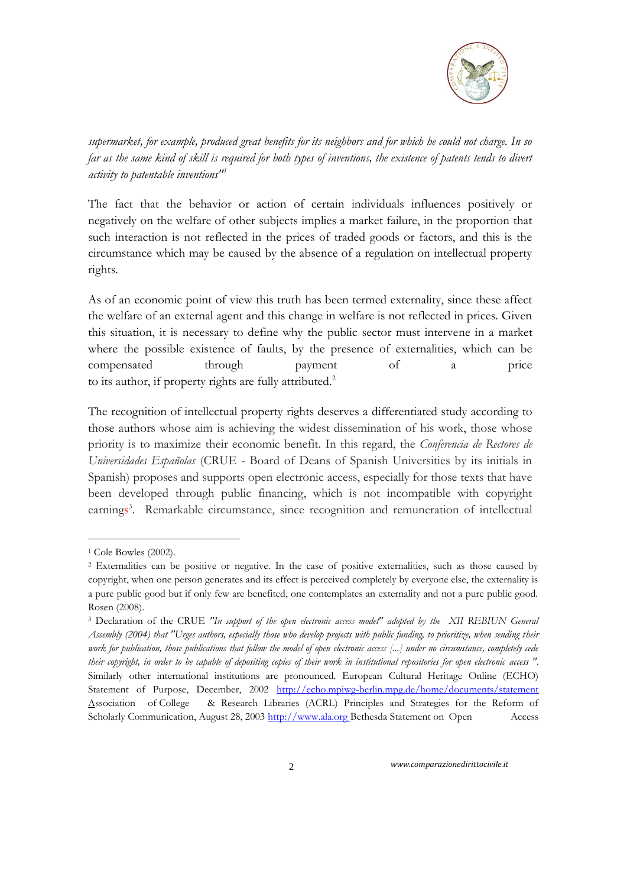*supermarket, for example, produced great benefits for its neighbors and for which he could not charge. In so far as the same kind of skill is required for both types of inventions, the existence of patents tends to divert activity to patentable inventions"*[1]

The fact that the behavior or action of certain individuals influences positively or negatively on the welfare of other subjects implies a market failure, in the proportion that such interaction is not reflected in the prices of traded goods or factors, and this is the circumstance which may be caused by the absence of a regulation on intellectual property rights.

As of an economic point of view this truth has been termed externality, since these affect the welfare of an external agent and this change in welfare is not reflected in prices. Given this situation, it is necessary to define why the public sector must intervene in a market where the possible existence of faults, by the presence of externalities, which can be compensated through payment of a price to its author, if property rights are fully attributed.[2]

The recognition of intellectual property rights deserves a differentiated study according to those authors whose aim is achieving the widest dissemination of his work, those whose priority is to maximize their economic benefit. In this regard, the *Conferencia de Rectores de Universidades Españolas* (CRUE - Board of Deans of Spanish Universities by its initials in Spanish) proposes and supports open electronic access, especially for those texts that have been developed through public financing, which is not incompatible with copyright earnings[3]. Remarkable circumstance, since recognition and remuneration of intellectual

---

[1] Cole Bowles (2002).

[2] Externalities can be positive or negative. In the case of positive externalities, such as those caused by copyright, when one person generates and its effect is perceived completely by everyone else, the externality is a pure public good but if only few are benefited, one contemplates an externality and not a pure public good. Rosen (2008).

[3] Declaration of the CRUE *"In support of the open electronic access model" adopted by the XII REBIUN General Assembly (2004) that "Urges authors, especially those who develop projects with public funding, to prioritize, when sending their work for publication, those publications that follow the model of open electronic access [...] under no circumstance, completely cede their copyright, in order to be capable of depositing copies of their work in institutional repositories for open electronic access "*. Similarly other international institutions are pronounced. European Cultural Heritage Online (ECHO) Statement of Purpose, December, 2002 http://echo.mpiwg-berlin.mpg.de/home/documents/statement Association of College & Research Libraries (ACRL) Principles and Strategies for the Reform of Scholarly Communication, August 28, 2003 http://www.ala.org Bethesda Statement on Open Access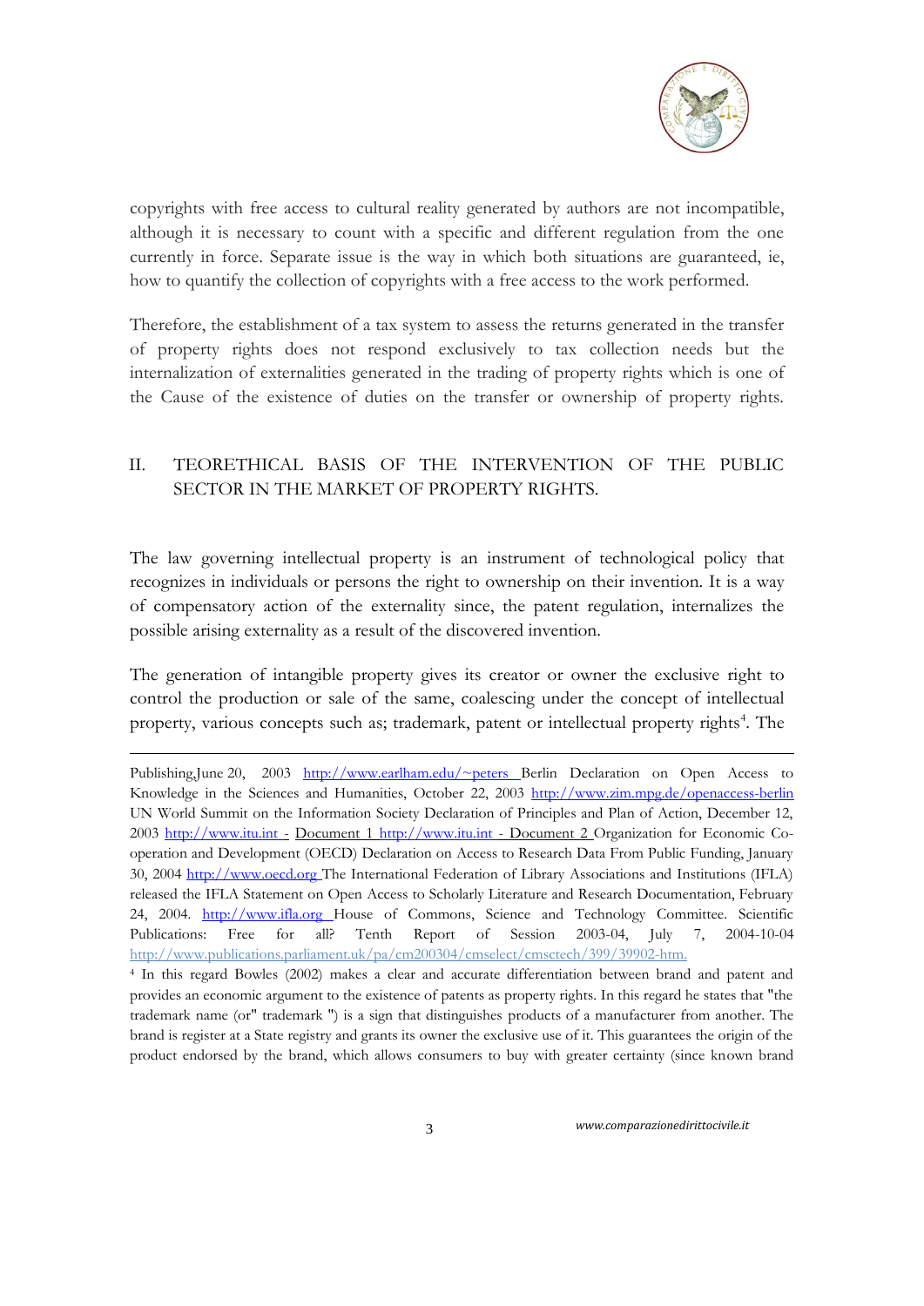copyrights with free access to cultural reality generated by authors are not incompatible, although it is necessary to count with a specific and different regulation from the one currently in force. Separate issue is the way in which both situations are guaranteed, ie, how to quantify the collection of copyrights with a free access to the work performed.

Therefore, the establishment of a tax system to assess the returns generated in the transfer of property rights does not respond exclusively to tax collection needs but the internalization of externalities generated in the trading of property rights which is one of the Cause of the existence of duties on the transfer or ownership of property rights.

## II. TEORETHICAL BASIS OF THE INTERVENTION OF THE PUBLIC SECTOR IN THE MARKET OF PROPERTY RIGHTS.

The law governing intellectual property is an instrument of technological policy that recognizes in individuals or persons the right to ownership on their invention. It is a way of compensatory action of the externality since, the patent regulation, internalizes the possible arising externality as a result of the discovered invention.

The generation of intangible property gives its creator or owner the exclusive right to control the production or sale of the same, coalescing under the concept of intellectual property, various concepts such as; trademark, patent or intellectual property rights[4]. The

---

Publishing,June 20, 2003 http://www.earlham.edu/~peters Berlin Declaration on Open Access to Knowledge in the Sciences and Humanities, October 22, 2003 http://www.zim.mpg.de/openaccess-berlin UN World Summit on the Information Society Declaration of Principles and Plan of Action, December 12, 2003 http://www.itu.int - Document 1 http://www.itu.int - Document 2 Organization for Economic Co-operation and Development (OECD) Declaration on Access to Research Data From Public Funding, January 30, 2004 http://www.oecd.org The International Federation of Library Associations and Institutions (IFLA) released the IFLA Statement on Open Access to Scholarly Literature and Research Documentation, February 24, 2004. http://www.ifla.org House of Commons, Science and Technology Committee. Scientific Publications: Free for all? Tenth Report of Session 2003-04, July 7, 2004-10-04 http://www.publications.parliament.uk/pa/cm200304/cmselect/cmsctech/399/39902-htm.

[4] In this regard Bowles (2002) makes a clear and accurate differentiation between brand and patent and provides an economic argument to the existence of patents as property rights. In this regard he states that "the trademark name (or" trademark ") is a sign that distinguishes products of a manufacturer from another. The brand is register at a State registry and grants its owner the exclusive use of it. This guarantees the origin of the product endorsed by the brand, which allows consumers to buy with greater certainty (since known brand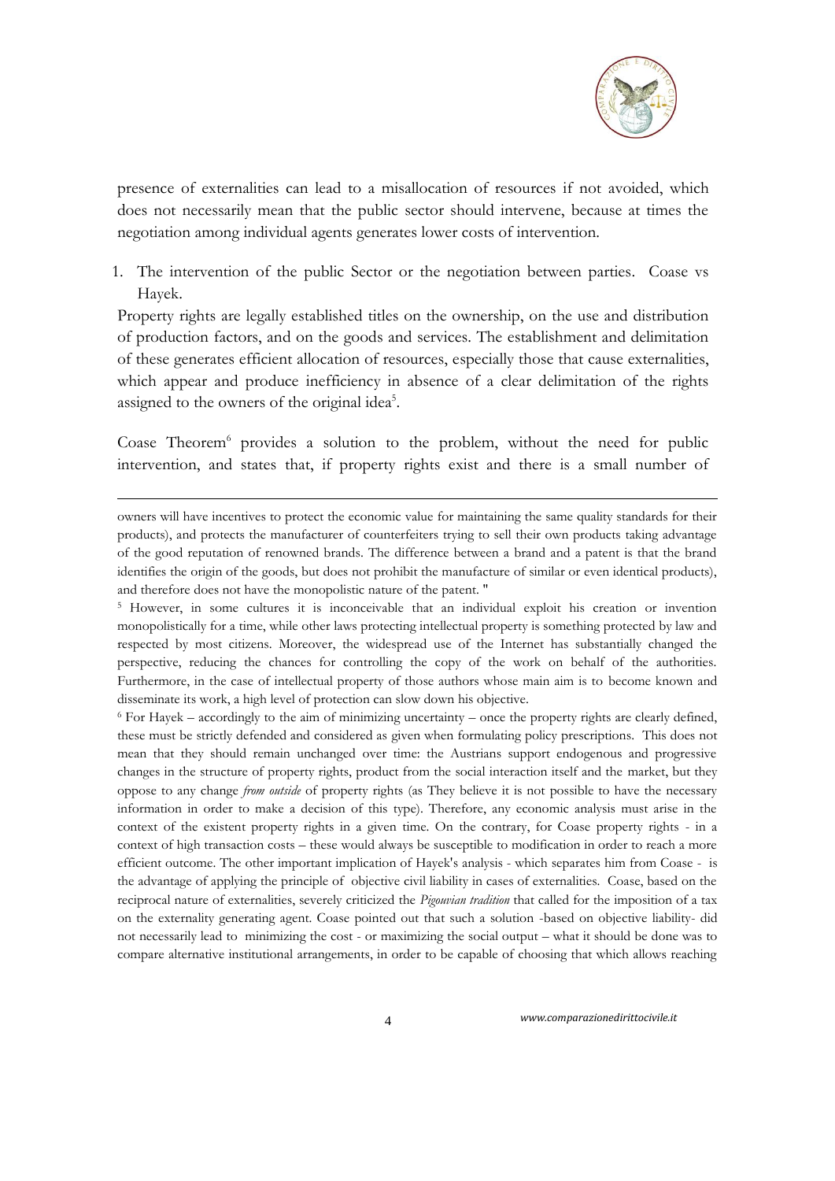presence of externalities can lead to a misallocation of resources if not avoided, which does not necessarily mean that the public sector should intervene, because at times the negotiation among individual agents generates lower costs of intervention.

1. The intervention of the public Sector or the negotiation between parties. Coase vs Hayek.

Property rights are legally established titles on the ownership, on the use and distribution of production factors, and on the goods and services. The establishment and delimitation of these generates efficient allocation of resources, especially those that cause externalities, which appear and produce inefficiency in absence of a clear delimitation of the rights assigned to the owners of the original idea[5].

Coase Theorem[6] provides a solution to the problem, without the need for public intervention, and states that, if property rights exist and there is a small number of

---

owners will have incentives to protect the economic value for maintaining the same quality standards for their products), and protects the manufacturer of counterfeiters trying to sell their own products taking advantage of the good reputation of renowned brands. The difference between a brand and a patent is that the brand identifies the origin of the goods, but does not prohibit the manufacture of similar or even identical products), and therefore does not have the monopolistic nature of the patent. "

[5] However, in some cultures it is inconceivable that an individual exploit his creation or invention monopolistically for a time, while other laws protecting intellectual property is something protected by law and respected by most citizens. Moreover, the widespread use of the Internet has substantially changed the perspective, reducing the chances for controlling the copy of the work on behalf of the authorities. Furthermore, in the case of intellectual property of those authors whose main aim is to become known and disseminate its work, a high level of protection can slow down his objective.

[6] For Hayek – accordingly to the aim of minimizing uncertainty – once the property rights are clearly defined, these must be strictly defended and considered as given when formulating policy prescriptions. This does not mean that they should remain unchanged over time: the Austrians support endogenous and progressive changes in the structure of property rights, product from the social interaction itself and the market, but they oppose to any change *from outside* of property rights (as They believe it is not possible to have the necessary information in order to make a decision of this type). Therefore, any economic analysis must arise in the context of the existent property rights in a given time. On the contrary, for Coase property rights - in a context of high transaction costs – these would always be susceptible to modification in order to reach a more efficient outcome. The other important implication of Hayek's analysis - which separates him from Coase - is the advantage of applying the principle of objective civil liability in cases of externalities. Coase, based on the reciprocal nature of externalities, severely criticized the *Pigouvian tradition* that called for the imposition of a tax on the externality generating agent. Coase pointed out that such a solution -based on objective liability- did not necessarily lead to minimizing the cost - or maximizing the social output – what it should be done was to compare alternative institutional arrangements, in order to be capable of choosing that which allows reaching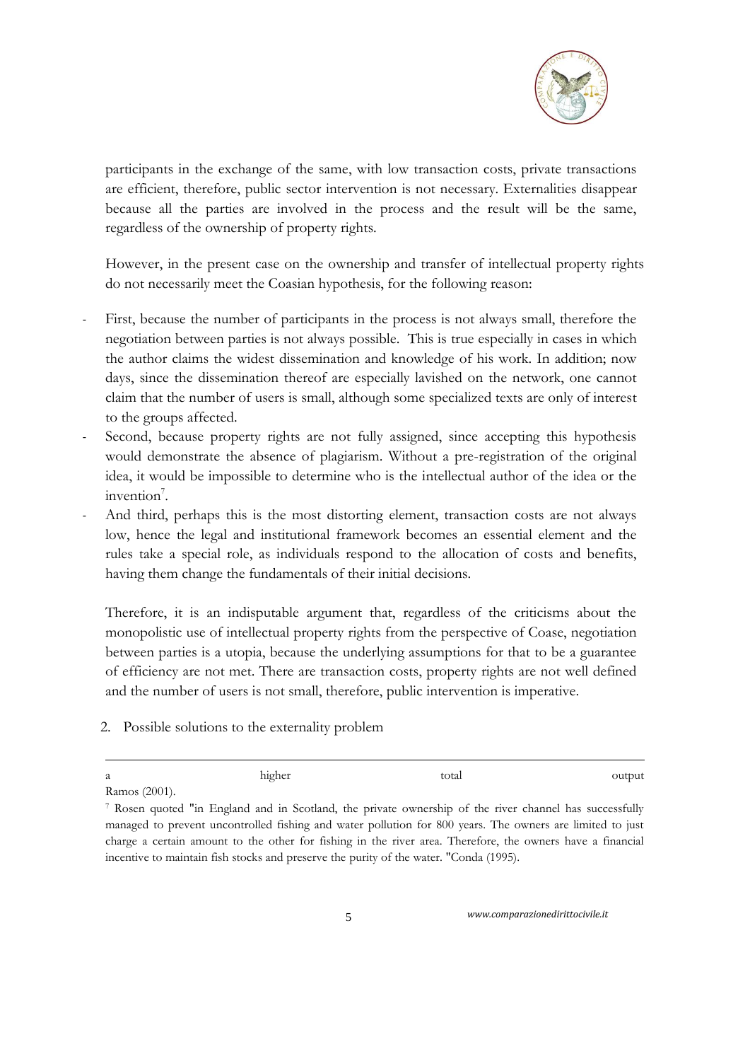participants in the exchange of the same, with low transaction costs, private transactions are efficient, therefore, public sector intervention is not necessary. Externalities disappear because all the parties are involved in the process and the result will be the same, regardless of the ownership of property rights.

However, in the present case on the ownership and transfer of intellectual property rights do not necessarily meet the Coasian hypothesis, for the following reason:

- First, because the number of participants in the process is not always small, therefore the negotiation between parties is not always possible. This is true especially in cases in which the author claims the widest dissemination and knowledge of his work. In addition; now days, since the dissemination thereof are especially lavished on the network, one cannot claim that the number of users is small, although some specialized texts are only of interest to the groups affected.
- Second, because property rights are not fully assigned, since accepting this hypothesis would demonstrate the absence of plagiarism. Without a pre-registration of the original idea, it would be impossible to determine who is the intellectual author of the idea or the invention[7].
- And third, perhaps this is the most distorting element, transaction costs are not always low, hence the legal and institutional framework becomes an essential element and the rules take a special role, as individuals respond to the allocation of costs and benefits, having them change the fundamentals of their initial decisions.

Therefore, it is an indisputable argument that, regardless of the criticisms about the monopolistic use of intellectual property rights from the perspective of Coase, negotiation between parties is a utopia, because the underlying assumptions for that to be a guarantee of efficiency are not met. There are transaction costs, property rights are not well defined and the number of users is not small, therefore, public intervention is imperative.

## 2. Possible solutions to the externality problem

---

a higher total output Ramos (2001).

[7] Rosen quoted "in England and in Scotland, the private ownership of the river channel has successfully managed to prevent uncontrolled fishing and water pollution for 800 years. The owners are limited to just charge a certain amount to the other for fishing in the river area. Therefore, the owners have a financial incentive to maintain fish stocks and preserve the purity of the water. "Conda (1995).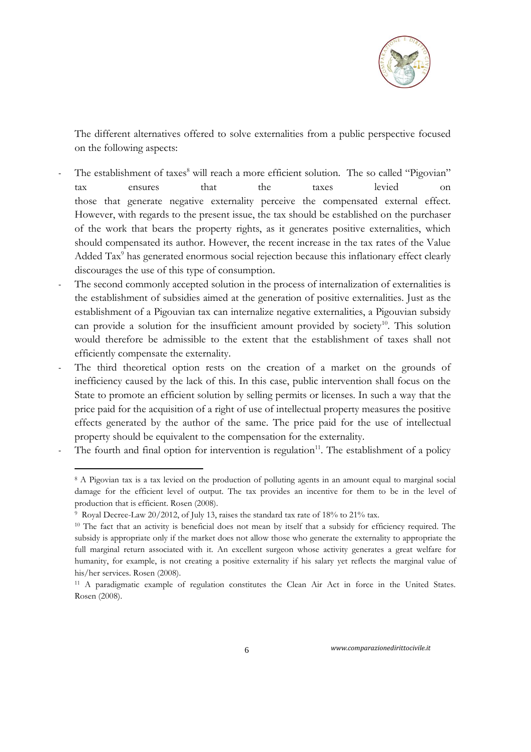The different alternatives offered to solve externalities from a public perspective focused on the following aspects:

- The establishment of taxes[8] will reach a more efficient solution. The so called "Pigovian" tax ensures that the taxes levied on those that generate negative externality perceive the compensated external effect. However, with regards to the present issue, the tax should be established on the purchaser of the work that bears the property rights, as it generates positive externalities, which should compensated its author. However, the recent increase in the tax rates of the Value Added Tax[9] has generated enormous social rejection because this inflationary effect clearly discourages the use of this type of consumption.
- The second commonly accepted solution in the process of internalization of externalities is the establishment of subsidies aimed at the generation of positive externalities. Just as the establishment of a Pigouvian tax can internalize negative externalities, a Pigouvian subsidy can provide a solution for the insufficient amount provided by society[10]. This solution would therefore be admissible to the extent that the establishment of taxes shall not efficiently compensate the externality.
- The third theoretical option rests on the creation of a market on the grounds of inefficiency caused by the lack of this. In this case, public intervention shall focus on the State to promote an efficient solution by selling permits or licenses. In such a way that the price paid for the acquisition of a right of use of intellectual property measures the positive effects generated by the author of the same. The price paid for the use of intellectual property should be equivalent to the compensation for the externality.
- The fourth and final option for intervention is regulation[11]. The establishment of a policy

---

[8] A Pigovian tax is a tax levied on the production of polluting agents in an amount equal to marginal social damage for the efficient level of output. The tax provides an incentive for them to be in the level of production that is efficient. Rosen (2008).

[9] Royal Decree-Law 20/2012, of July 13, raises the standard tax rate of 18% to 21% tax.

[10] The fact that an activity is beneficial does not mean by itself that a subsidy for efficiency required. The subsidy is appropriate only if the market does not allow those who generate the externality to appropriate the full marginal return associated with it. An excellent surgeon whose activity generates a great welfare for humanity, for example, is not creating a positive externality if his salary yet reflects the marginal value of his/her services. Rosen (2008).

[11] A paradigmatic example of regulation constitutes the Clean Air Act in force in the United States. Rosen (2008).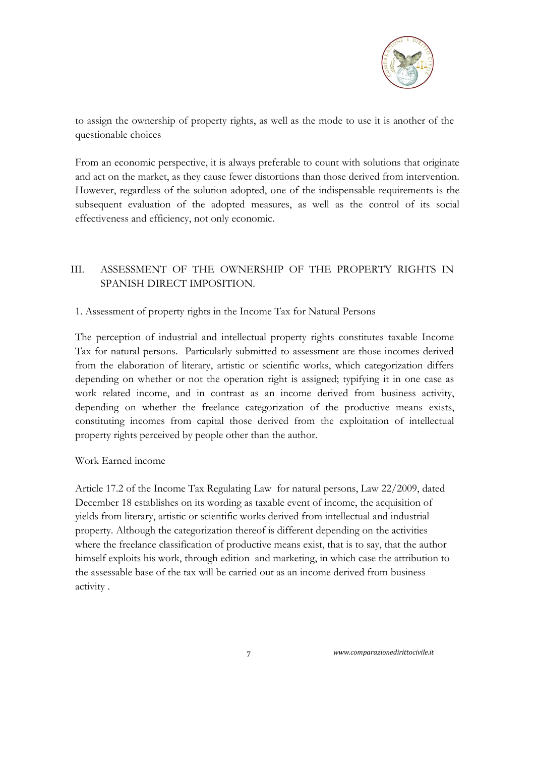to assign the ownership of property rights, as well as the mode to use it is another of the questionable choices

From an economic perspective, it is always preferable to count with solutions that originate and act on the market, as they cause fewer distortions than those derived from intervention. However, regardless of the solution adopted, one of the indispensable requirements is the subsequent evaluation of the adopted measures, as well as the control of its social effectiveness and efficiency, not only economic.

## III. ASSESSMENT OF THE OWNERSHIP OF THE PROPERTY RIGHTS IN SPANISH DIRECT IMPOSITION.

### 1. Assessment of property rights in the Income Tax for Natural Persons

The perception of industrial and intellectual property rights constitutes taxable Income Tax for natural persons. Particularly submitted to assessment are those incomes derived from the elaboration of literary, artistic or scientific works, which categorization differs depending on whether or not the operation right is assigned; typifying it in one case as work related income, and in contrast as an income derived from business activity, depending on whether the freelance categorization of the productive means exists, constituting incomes from capital those derived from the exploitation of intellectual property rights perceived by people other than the author.

Work Earned income

Article 17.2 of the Income Tax Regulating Law for natural persons, Law 22/2009, dated December 18 establishes on its wording as taxable event of income, the acquisition of yields from literary, artistic or scientific works derived from intellectual and industrial property. Although the categorization thereof is different depending on the activities where the freelance classification of productive means exist, that is to say, that the author himself exploits his work, through edition and marketing, in which case the attribution to the assessable base of the tax will be carried out as an income derived from business activity .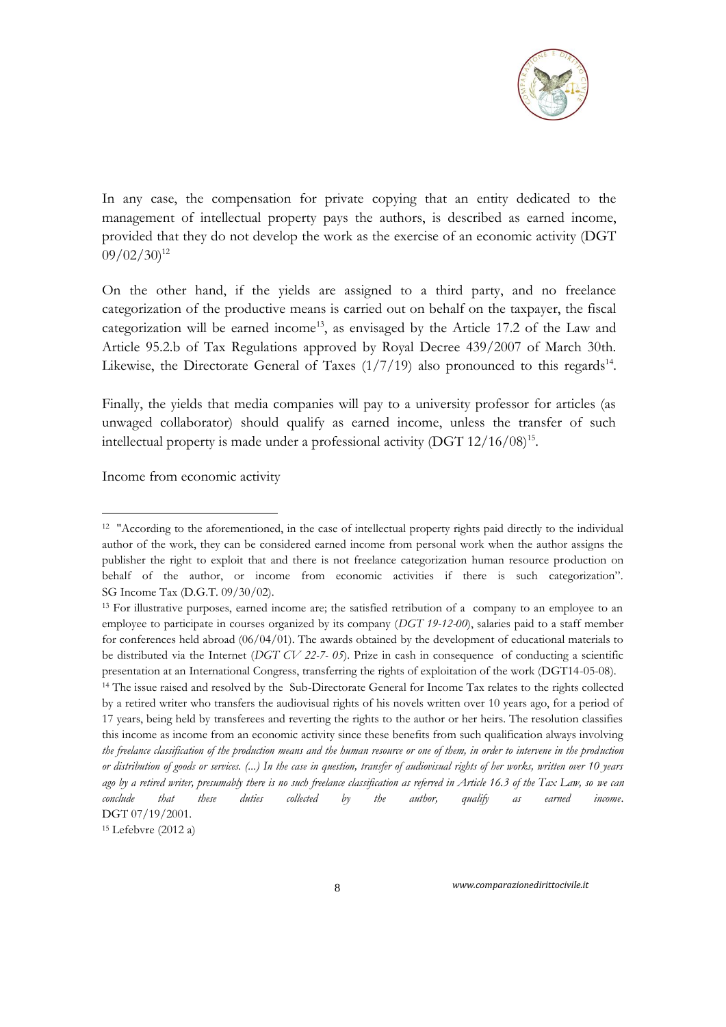In any case, the compensation for private copying that an entity dedicated to the management of intellectual property pays the authors, is described as earned income, provided that they do not develop the work as the exercise of an economic activity (DGT 09/02/30)[12]

On the other hand, if the yields are assigned to a third party, and no freelance categorization of the productive means is carried out on behalf on the taxpayer, the fiscal categorization will be earned income[13], as envisaged by the Article 17.2 of the Law and Article 95.2.b of Tax Regulations approved by Royal Decree 439/2007 of March 30th. Likewise, the Directorate General of Taxes (1/7/19) also pronounced to this regards[14].

Finally, the yields that media companies will pay to a university professor for articles (as unwaged collaborator) should qualify as earned income, unless the transfer of such intellectual property is made under a professional activity (DGT 12/16/08)[15].

Income from economic activity

---

[12] "According to the aforementioned, in the case of intellectual property rights paid directly to the individual author of the work, they can be considered earned income from personal work when the author assigns the publisher the right to exploit that and there is not freelance categorization human resource production on behalf of the author, or income from economic activities if there is such categorization". SG Income Tax (D.G.T. 09/30/02).

[13] For illustrative purposes, earned income are; the satisfied retribution of a company to an employee to an employee to participate in courses organized by its company (*DGT 19-12-00*), salaries paid to a staff member for conferences held abroad (06/04/01). The awards obtained by the development of educational materials to be distributed via the Internet (*DGT CV 22-7- 05*). Prize in cash in consequence of conducting a scientific presentation at an International Congress, transferring the rights of exploitation of the work (DGT14-05-08).

[14] The issue raised and resolved by the Sub-Directorate General for Income Tax relates to the rights collected by a retired writer who transfers the audiovisual rights of his novels written over 10 years ago, for a period of 17 years, being held by transferees and reverting the rights to the author or her heirs. The resolution classifies this income as income from an economic activity since these benefits from such qualification always involving *the freelance classification of the production means and the human resource or one of them, in order to intervene in the production or distribution of goods or services. (...) In the case in question, transfer of audiovisual rights of her works, written over 10 years ago by a retired writer, presumably there is no such freelance classification as referred in Article 16.3 of the Tax Law, so we can conclude that these duties collected by the author, qualify as earned income*. DGT 07/19/2001.

[15] Lefebvre (2012 a)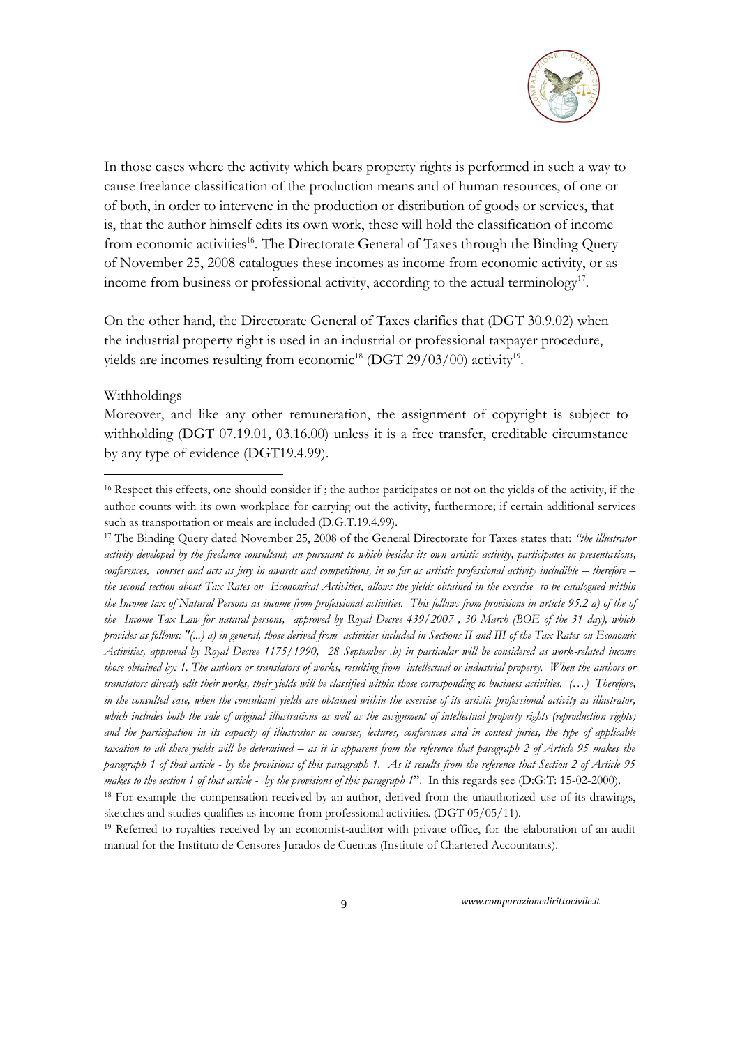In those cases where the activity which bears property rights is performed in such a way to cause freelance classification of the production means and of human resources, of one or of both, in order to intervene in the production or distribution of goods or services, that is, that the author himself edits its own work, these will hold the classification of income from economic activities[16]. The Directorate General of Taxes through the Binding Query of November 25, 2008 catalogues these incomes as income from economic activity, or as income from business or professional activity, according to the actual terminology[17].

On the other hand, the Directorate General of Taxes clarifies that (DGT 30.9.02) when the industrial property right is used in an industrial or professional taxpayer procedure, yields are incomes resulting from economic[18] (DGT 29/03/00) activity[19].

Withholdings

Moreover, and like any other remuneration, the assignment of copyright is subject to withholding (DGT 07.19.01, 03.16.00) unless it is a free transfer, creditable circumstance by any type of evidence (DGT19.4.99).

---

[16] Respect this effects, one should consider if ; the author participates or not on the yields of the activity, if the author counts with its own workplace for carrying out the activity, furthermore; if certain additional services such as transportation or meals are included (D.G.T.19.4.99).

[17] The Binding Query dated November 25, 2008 of the General Directorate for Taxes states that: *"the illustrator activity developed by the freelance consultant, an pursuant to which besides its own artistic activity, participates in presentations, conferences, courses and acts as jury in awards and competitions, in so far as artistic professional activity includible – therefore – the second section about Tax Rates on Economical Activities, allows the yields obtained in the exercise to be catalogued within the Income tax of Natural Persons as income from professional activities. This follows from provisions in article 95.2 a) of the of the Income Tax Law for natural persons, approved by Royal Decree 439/2007 , 30 March (BOE of the 31 day), which provides as follows: "(...) a) in general, those derived from activities included in Sections II and III of the Tax Rates on Economic Activities, approved by Royal Decree 1175/1990, 28 September .b) in particular will be considered as work-related income those obtained by: 1. The authors or translators of works, resulting from intellectual or industrial property. When the authors or translators directly edit their works, their yields will be classified within those corresponding to business activities. (…) Therefore, in the consulted case, when the consultant yields are obtained within the exercise of its artistic professional activity as illustrator, which includes both the sale of original illustrations as well as the assignment of intellectual property rights (reproduction rights) and the participation in its capacity of illustrator in courses, lectures, conferences and in contest juries, the type of applicable taxation to all these yields will be determined – as it is apparent from the reference that paragraph 2 of Article 95 makes the paragraph 1 of that article - by the provisions of this paragraph 1. As it results from the reference that Section 2 of Article 95 makes to the section 1 of that article - by the provisions of this paragraph 1*". In this regards see (D:G:T: 15-02-2000).

[18] For example the compensation received by an author, derived from the unauthorized use of its drawings, sketches and studies qualifies as income from professional activities. (DGT 05/05/11).

[19] Referred to royalties received by an economist-auditor with private office, for the elaboration of an audit manual for the Instituto de Censores Jurados de Cuentas (Institute of Chartered Accountants).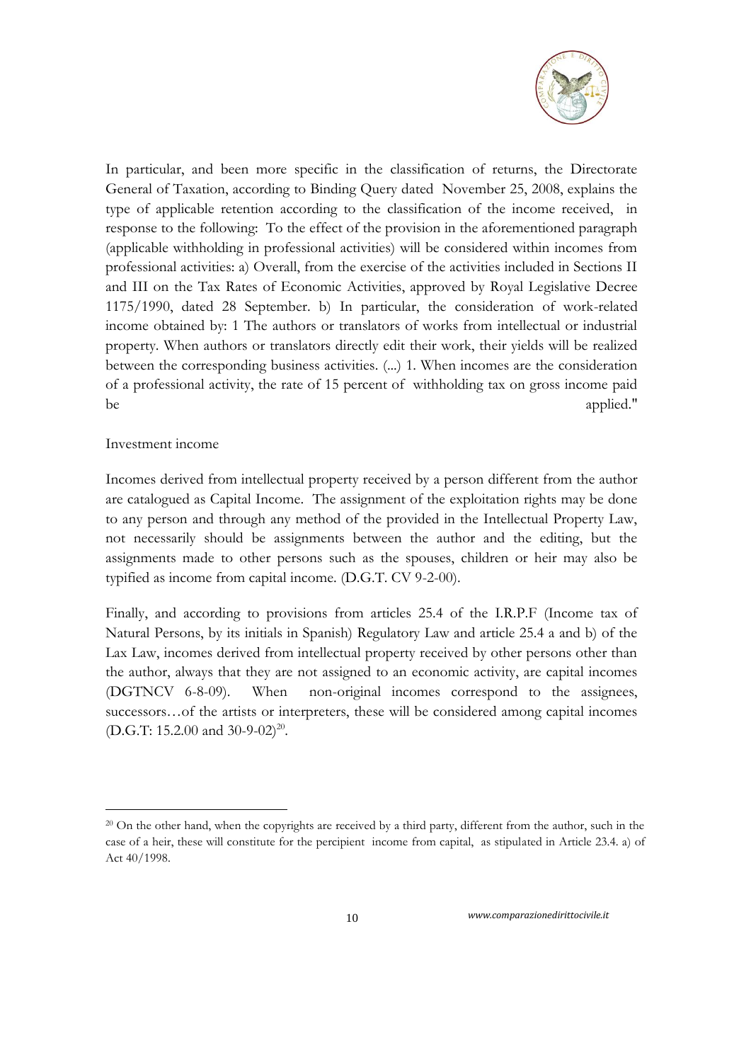In particular, and been more specific in the classification of returns, the Directorate General of Taxation, according to Binding Query dated November 25, 2008, explains the type of applicable retention according to the classification of the income received, in response to the following: To the effect of the provision in the aforementioned paragraph (applicable withholding in professional activities) will be considered within incomes from professional activities: a) Overall, from the exercise of the activities included in Sections II and III on the Tax Rates of Economic Activities, approved by Royal Legislative Decree 1175/1990, dated 28 September. b) In particular, the consideration of work-related income obtained by: 1 The authors or translators of works from intellectual or industrial property. When authors or translators directly edit their work, their yields will be realized between the corresponding business activities. (...) 1. When incomes are the consideration of a professional activity, the rate of 15 percent of withholding tax on gross income paid be applied."

Investment income

Incomes derived from intellectual property received by a person different from the author are catalogued as Capital Income. The assignment of the exploitation rights may be done to any person and through any method of the provided in the Intellectual Property Law, not necessarily should be assignments between the author and the editing, but the assignments made to other persons such as the spouses, children or heir may also be typified as income from capital income. (D.G.T. CV 9-2-00).

Finally, and according to provisions from articles 25.4 of the I.R.P.F (Income tax of Natural Persons, by its initials in Spanish) Regulatory Law and article 25.4 a and b) of the Lax Law, incomes derived from intellectual property received by other persons other than the author, always that they are not assigned to an economic activity, are capital incomes (DGTNCV 6-8-09). When non-original incomes correspond to the assignees, successors…of the artists or interpreters, these will be considered among capital incomes (D.G.T: 15.2.00 and 30-9-02)[20].

---

[20] On the other hand, when the copyrights are received by a third party, different from the author, such in the case of a heir, these will constitute for the percipient income from capital, as stipulated in Article 23.4. a) of Act 40/1998.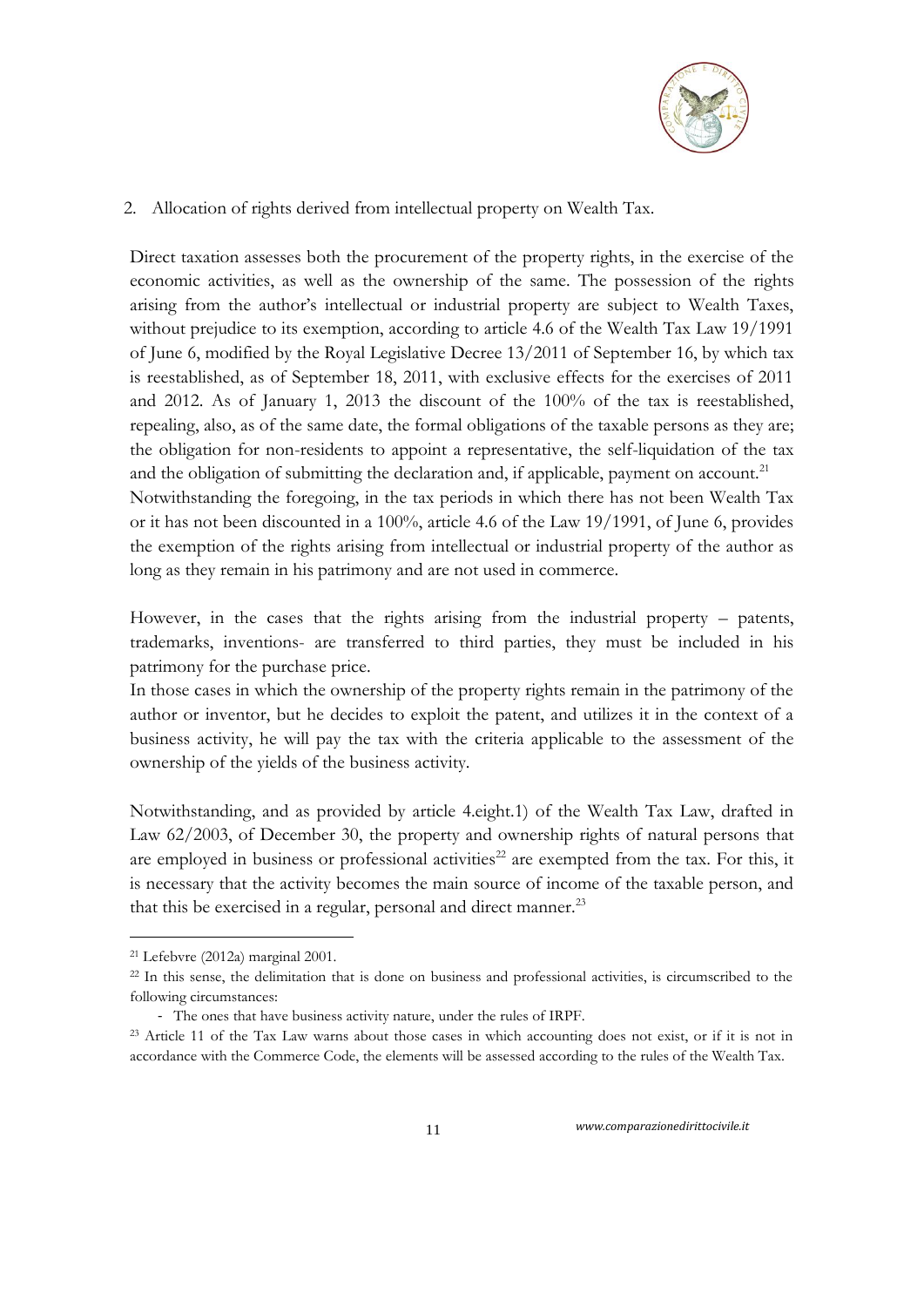2. Allocation of rights derived from intellectual property on Wealth Tax.

Direct taxation assesses both the procurement of the property rights, in the exercise of the economic activities, as well as the ownership of the same. The possession of the rights arising from the author's intellectual or industrial property are subject to Wealth Taxes, without prejudice to its exemption, according to article 4.6 of the Wealth Tax Law 19/1991 of June 6, modified by the Royal Legislative Decree 13/2011 of September 16, by which tax is reestablished, as of September 18, 2011, with exclusive effects for the exercises of 2011 and 2012. As of January 1, 2013 the discount of the 100% of the tax is reestablished, repealing, also, as of the same date, the formal obligations of the taxable persons as they are; the obligation for non-residents to appoint a representative, the self-liquidation of the tax and the obligation of submitting the declaration and, if applicable, payment on account.[21]
Notwithstanding the foregoing, in the tax periods in which there has not been Wealth Tax or it has not been discounted in a 100%, article 4.6 of the Law 19/1991, of June 6, provides the exemption of the rights arising from intellectual or industrial property of the author as long as they remain in his patrimony and are not used in commerce.

However, in the cases that the rights arising from the industrial property – patents, trademarks, inventions- are transferred to third parties, they must be included in his patrimony for the purchase price.
In those cases in which the ownership of the property rights remain in the patrimony of the author or inventor, but he decides to exploit the patent, and utilizes it in the context of a business activity, he will pay the tax with the criteria applicable to the assessment of the ownership of the yields of the business activity.

Notwithstanding, and as provided by article 4.eight.1) of the Wealth Tax Law, drafted in Law 62/2003, of December 30, the property and ownership rights of natural persons that are employed in business or professional activities[22] are exempted from the tax. For this, it is necessary that the activity becomes the main source of income of the taxable person, and that this be exercised in a regular, personal and direct manner.[23]

---

[21] Lefebvre (2012a) marginal 2001.

[22] In this sense, the delimitation that is done on business and professional activities, is circumscribed to the following circumstances:

- The ones that have business activity nature, under the rules of IRPF.

[23] Article 11 of the Tax Law warns about those cases in which accounting does not exist, or if it is not in accordance with the Commerce Code, the elements will be assessed according to the rules of the Wealth Tax.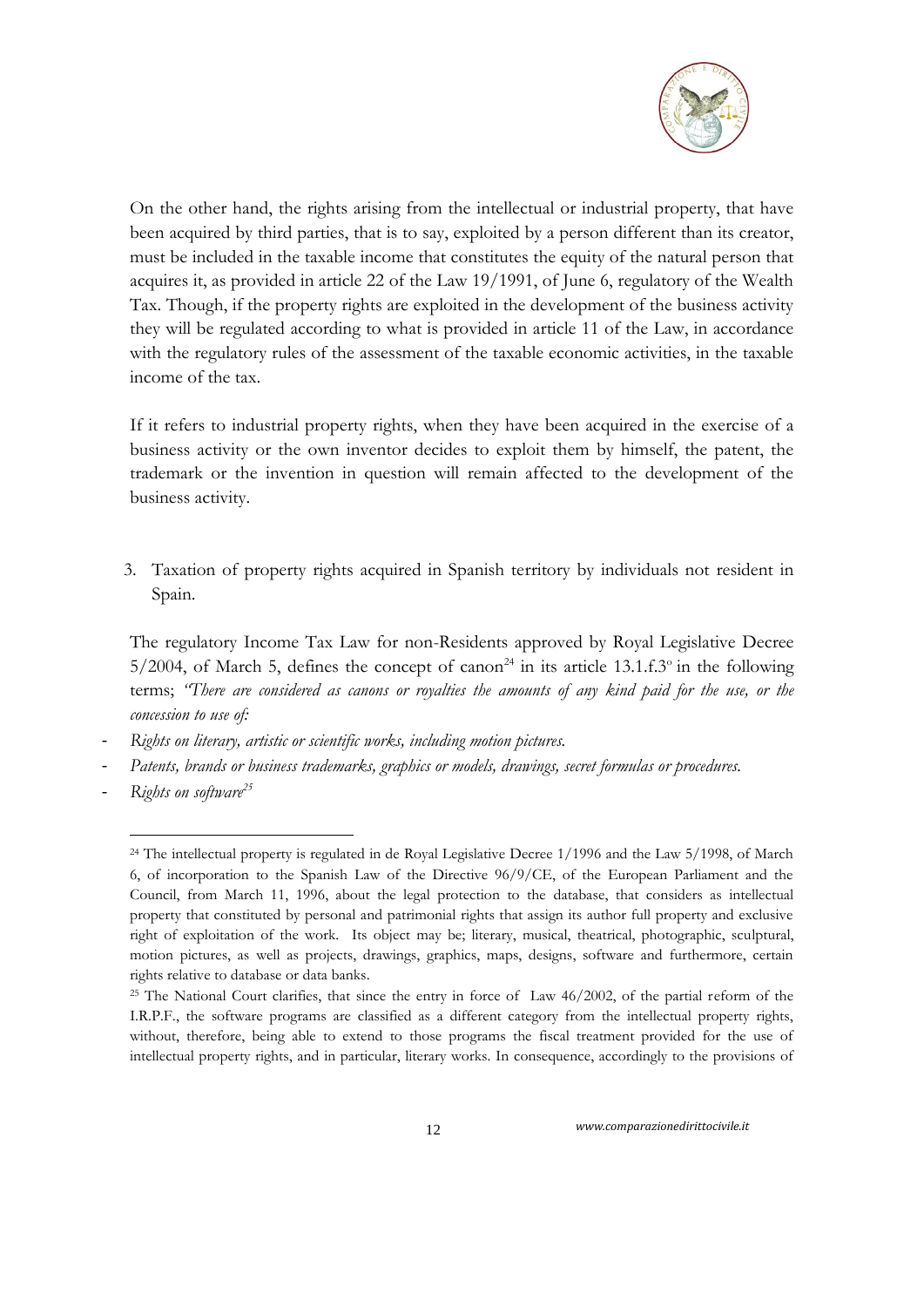On the other hand, the rights arising from the intellectual or industrial property, that have been acquired by third parties, that is to say, exploited by a person different than its creator, must be included in the taxable income that constitutes the equity of the natural person that acquires it, as provided in article 22 of the Law 19/1991, of June 6, regulatory of the Wealth Tax. Though, if the property rights are exploited in the development of the business activity they will be regulated according to what is provided in article 11 of the Law, in accordance with the regulatory rules of the assessment of the taxable economic activities, in the taxable income of the tax.

If it refers to industrial property rights, when they have been acquired in the exercise of a business activity or the own inventor decides to exploit them by himself, the patent, the trademark or the invention in question will remain affected to the development of the business activity.

3. Taxation of property rights acquired in Spanish territory by individuals not resident in Spain.

The regulatory Income Tax Law for non-Residents approved by Royal Legislative Decree 5/2004, of March 5, defines the concept of canon[24] in its article 13.1.f.3º in the following terms; *"There are considered as canons or royalties the amounts of any kind paid for the use, or the concession to use of:*

- *Rights on literary, artistic or scientific works, including motion pictures.*
- *Patents, brands or business trademarks, graphics or models, drawings, secret formulas or procedures.*
- *Rights on software*[25]

---

[24] The intellectual property is regulated in de Royal Legislative Decree 1/1996 and the Law 5/1998, of March 6, of incorporation to the Spanish Law of the Directive 96/9/CE, of the European Parliament and the Council, from March 11, 1996, about the legal protection to the database, that considers as intellectual property that constituted by personal and patrimonial rights that assign its author full property and exclusive right of exploitation of the work. Its object may be; literary, musical, theatrical, photographic, sculptural, motion pictures, as well as projects, drawings, graphics, maps, designs, software and furthermore, certain rights relative to database or data banks.

[25] The National Court clarifies, that since the entry in force of Law 46/2002, of the partial reform of the I.R.P.F., the software programs are classified as a different category from the intellectual property rights, without, therefore, being able to extend to those programs the fiscal treatment provided for the use of intellectual property rights, and in particular, literary works. In consequence, accordingly to the provisions of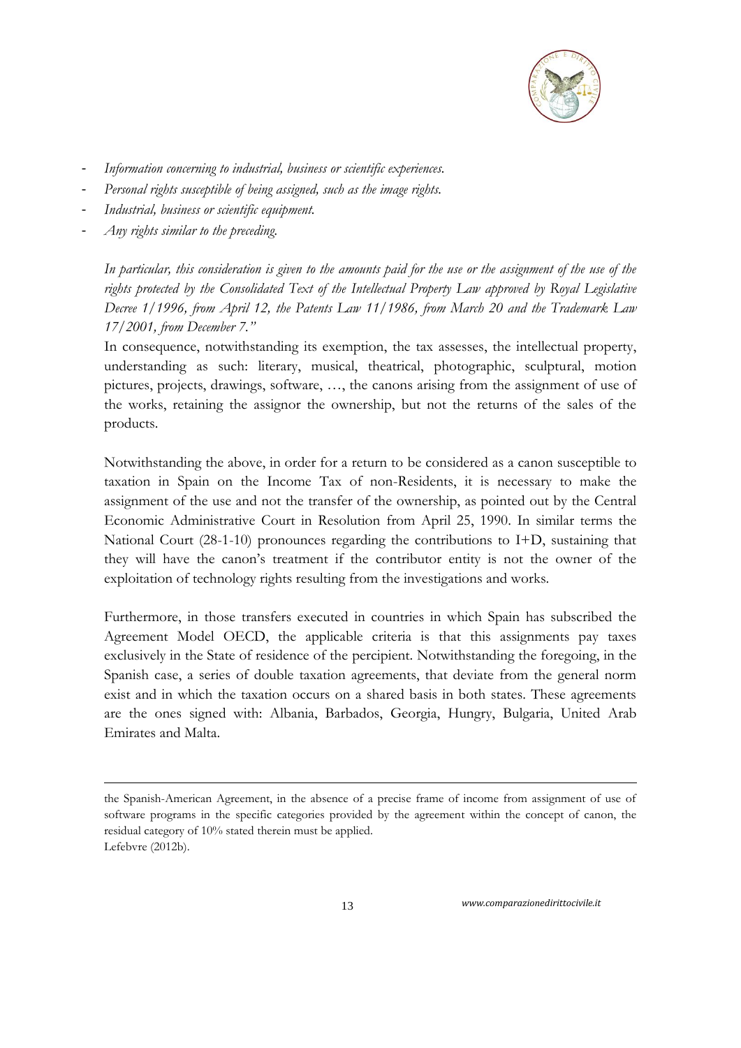- *Information concerning to industrial, business or scientific experiences.*
- *Personal rights susceptible of being assigned, such as the image rights.*
- *Industrial, business or scientific equipment.*
- *Any rights similar to the preceding.*

*In particular, this consideration is given to the amounts paid for the use or the assignment of the use of the rights protected by the Consolidated Text of the Intellectual Property Law approved by Royal Legislative Decree 1/1996, from April 12, the Patents Law 11/1986, from March 20 and the Trademark Law 17/2001, from December 7."*

In consequence, notwithstanding its exemption, the tax assesses, the intellectual property, understanding as such: literary, musical, theatrical, photographic, sculptural, motion pictures, projects, drawings, software, …, the canons arising from the assignment of use of the works, retaining the assignor the ownership, but not the returns of the sales of the products.

Notwithstanding the above, in order for a return to be considered as a canon susceptible to taxation in Spain on the Income Tax of non-Residents, it is necessary to make the assignment of the use and not the transfer of the ownership, as pointed out by the Central Economic Administrative Court in Resolution from April 25, 1990. In similar terms the National Court (28-1-10) pronounces regarding the contributions to I+D, sustaining that they will have the canon's treatment if the contributor entity is not the owner of the exploitation of technology rights resulting from the investigations and works.

Furthermore, in those transfers executed in countries in which Spain has subscribed the Agreement Model OECD, the applicable criteria is that this assignments pay taxes exclusively in the State of residence of the percipient. Notwithstanding the foregoing, in the Spanish case, a series of double taxation agreements, that deviate from the general norm exist and in which the taxation occurs on a shared basis in both states. These agreements are the ones signed with: Albania, Barbados, Georgia, Hungry, Bulgaria, United Arab Emirates and Malta.

---

the Spanish-American Agreement, in the absence of a precise frame of income from assignment of use of software programs in the specific categories provided by the agreement within the concept of canon, the residual category of 10% stated therein must be applied.
Lefebvre (2012b).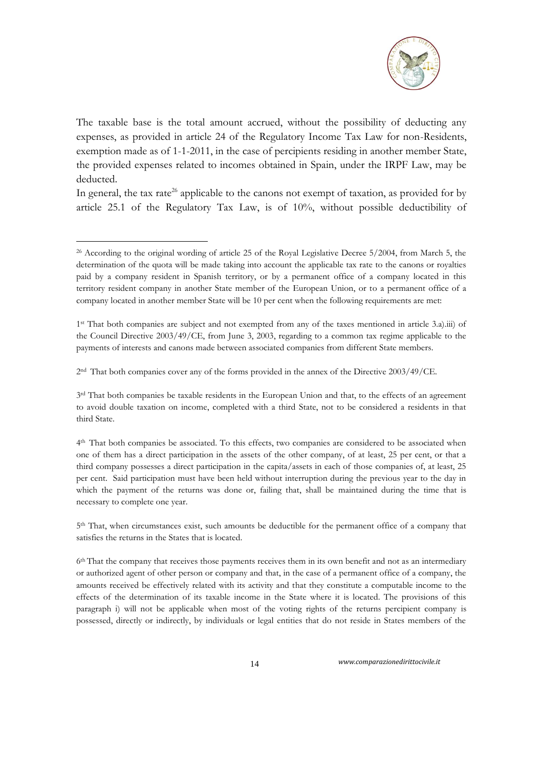The taxable base is the total amount accrued, without the possibility of deducting any expenses, as provided in article 24 of the Regulatory Income Tax Law for non-Residents, exemption made as of 1-1-2011, in the case of percipients residing in another member State, the provided expenses related to incomes obtained in Spain, under the IRPF Law, may be deducted.

In general, the tax rate[26] applicable to the canons not exempt of taxation, as provided for by article 25.1 of the Regulatory Tax Law, is of 10%, without possible deductibility of

---

[26] According to the original wording of article 25 of the Royal Legislative Decree 5/2004, from March 5, the determination of the quota will be made taking into account the applicable tax rate to the canons or royalties paid by a company resident in Spanish territory, or by a permanent office of a company located in this territory resident company in another State member of the European Union, or to a permanent office of a company located in another member State will be 10 per cent when the following requirements are met:

1st That both companies are subject and not exempted from any of the taxes mentioned in article 3.a).iii) of the Council Directive 2003/49/CE, from June 3, 2003, regarding to a common tax regime applicable to the payments of interests and canons made between associated companies from different State members.

2nd That both companies cover any of the forms provided in the annex of the Directive 2003/49/CE.

3rd That both companies be taxable residents in the European Union and that, to the effects of an agreement to avoid double taxation on income, completed with a third State, not to be considered a residents in that third State.

4th That both companies be associated. To this effects, two companies are considered to be associated when one of them has a direct participation in the assets of the other company, of at least, 25 per cent, or that a third company possesses a direct participation in the capita/assets in each of those companies of, at least, 25 per cent. Said participation must have been held without interruption during the previous year to the day in which the payment of the returns was done or, failing that, shall be maintained during the time that is necessary to complete one year.

5th That, when circumstances exist, such amounts be deductible for the permanent office of a company that satisfies the returns in the States that is located.

6th That the company that receives those payments receives them in its own benefit and not as an intermediary or authorized agent of other person or company and that, in the case of a permanent office of a company, the amounts received be effectively related with its activity and that they constitute a computable income to the effects of the determination of its taxable income in the State where it is located. The provisions of this paragraph i) will not be applicable when most of the voting rights of the returns percipient company is possessed, directly or indirectly, by individuals or legal entities that do not reside in States members of the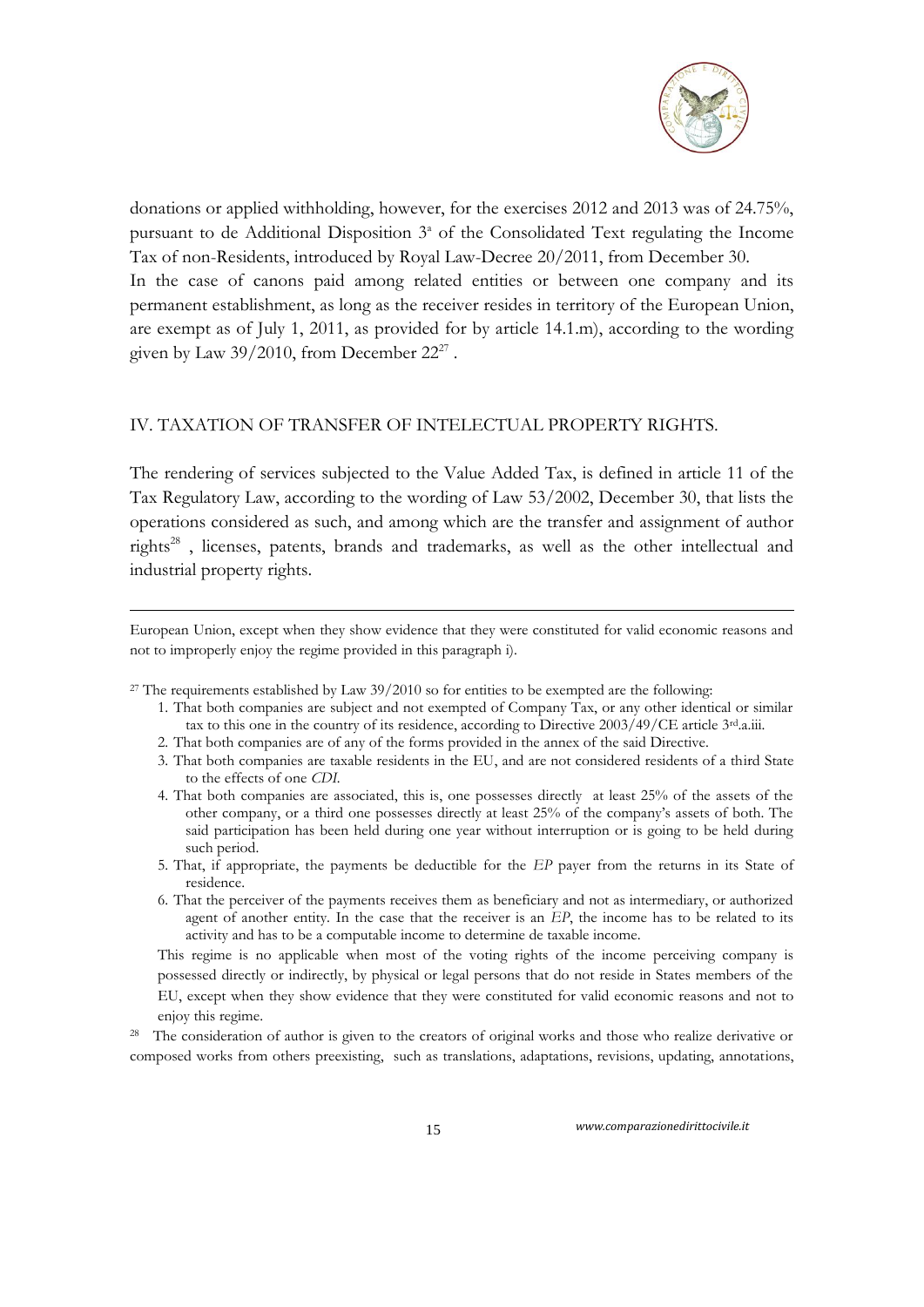donations or applied withholding, however, for the exercises 2012 and 2013 was of 24.75%, pursuant to de Additional Disposition 3ª of the Consolidated Text regulating the Income Tax of non-Residents, introduced by Royal Law-Decree 20/2011, from December 30.

In the case of canons paid among related entities or between one company and its permanent establishment, as long as the receiver resides in territory of the European Union, are exempt as of July 1, 2011, as provided for by article 14.1.m), according to the wording given by Law 39/2010, from December 22[27] .

## IV. TAXATION OF TRANSFER OF INTELECTUAL PROPERTY RIGHTS.

The rendering of services subjected to the Value Added Tax, is defined in article 11 of the Tax Regulatory Law, according to the wording of Law 53/2002, December 30, that lists the operations considered as such, and among which are the transfer and assignment of author rights[28] , licenses, patents, brands and trademarks, as well as the other intellectual and industrial property rights.

---

European Union, except when they show evidence that they were constituted for valid economic reasons and not to improperly enjoy the regime provided in this paragraph i).

[27] The requirements established by Law 39/2010 so for entities to be exempted are the following:

1. That both companies are subject and not exempted of Company Tax, or any other identical or similar tax to this one in the country of its residence, according to Directive 2003/49/CE article 3rd.a.iii.
2. That both companies are of any of the forms provided in the annex of the said Directive.
3. That both companies are taxable residents in the EU, and are not considered residents of a third State to the effects of one *CDI*.
4. That both companies are associated, this is, one possesses directly at least 25% of the assets of the other company, or a third one possesses directly at least 25% of the company's assets of both. The said participation has been held during one year without interruption or is going to be held during such period.
5. That, if appropriate, the payments be deductible for the *EP* payer from the returns in its State of residence.
6. That the perceiver of the payments receives them as beneficiary and not as intermediary, or authorized agent of another entity. In the case that the receiver is an *EP*, the income has to be related to its activity and has to be a computable income to determine de taxable income.

This regime is no applicable when most of the voting rights of the income perceiving company is possessed directly or indirectly, by physical or legal persons that do not reside in States members of the EU, except when they show evidence that they were constituted for valid economic reasons and not to enjoy this regime.

[28] The consideration of author is given to the creators of original works and those who realize derivative or composed works from others preexisting, such as translations, adaptations, revisions, updating, annotations,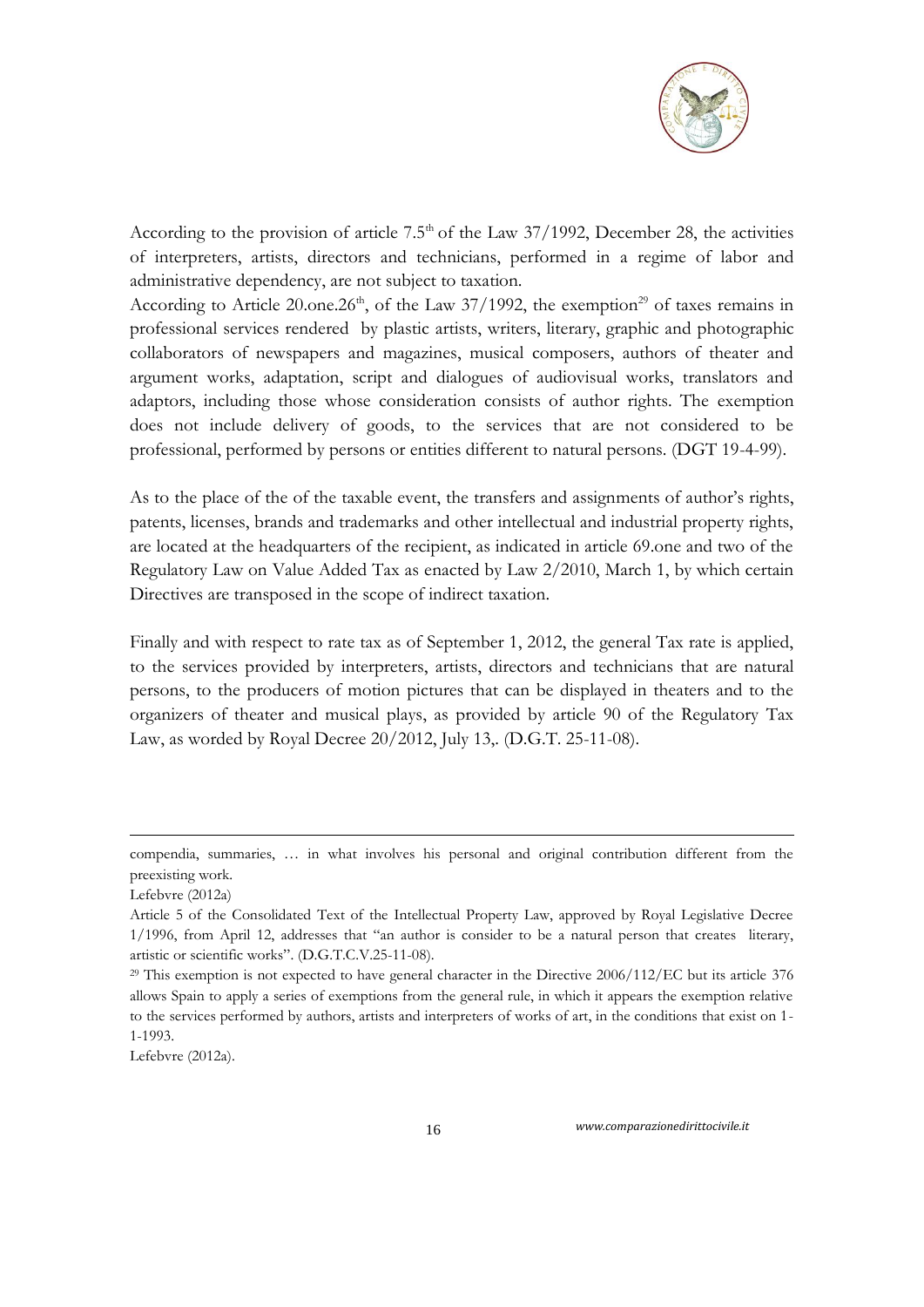According to the provision of article 7.5th of the Law 37/1992, December 28, the activities of interpreters, artists, directors and technicians, performed in a regime of labor and administrative dependency, are not subject to taxation.

According to Article 20.one.26th, of the Law 37/1992, the exemption[29] of taxes remains in professional services rendered by plastic artists, writers, literary, graphic and photographic collaborators of newspapers and magazines, musical composers, authors of theater and argument works, adaptation, script and dialogues of audiovisual works, translators and adaptors, including those whose consideration consists of author rights. The exemption does not include delivery of goods, to the services that are not considered to be professional, performed by persons or entities different to natural persons. (DGT 19-4-99).

As to the place of the of the taxable event, the transfers and assignments of author's rights, patents, licenses, brands and trademarks and other intellectual and industrial property rights, are located at the headquarters of the recipient, as indicated in article 69.one and two of the Regulatory Law on Value Added Tax as enacted by Law 2/2010, March 1, by which certain Directives are transposed in the scope of indirect taxation.

Finally and with respect to rate tax as of September 1, 2012, the general Tax rate is applied, to the services provided by interpreters, artists, directors and technicians that are natural persons, to the producers of motion pictures that can be displayed in theaters and to the organizers of theater and musical plays, as provided by article 90 of the Regulatory Tax Law, as worded by Royal Decree 20/2012, July 13,. (D.G.T. 25-11-08).

---

compendia, summaries, … in what involves his personal and original contribution different from the preexisting work.

Lefebvre (2012a)

Article 5 of the Consolidated Text of the Intellectual Property Law, approved by Royal Legislative Decree 1/1996, from April 12, addresses that "an author is consider to be a natural person that creates literary, artistic or scientific works". (D.G.T.C.V.25-11-08).

[29] This exemption is not expected to have general character in the Directive 2006/112/EC but its article 376 allows Spain to apply a series of exemptions from the general rule, in which it appears the exemption relative to the services performed by authors, artists and interpreters of works of art, in the conditions that exist on 1-1-1993.

Lefebvre (2012a).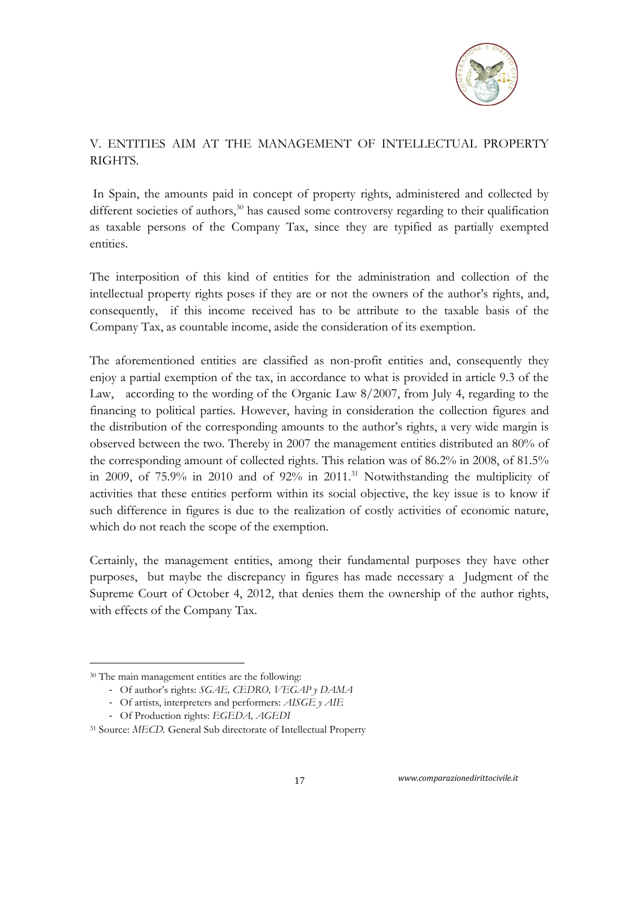## V. ENTITIES AIM AT THE MANAGEMENT OF INTELLECTUAL PROPERTY RIGHTS.

In Spain, the amounts paid in concept of property rights, administered and collected by different societies of authors,[30] has caused some controversy regarding to their qualification as taxable persons of the Company Tax, since they are typified as partially exempted entities.

The interposition of this kind of entities for the administration and collection of the intellectual property rights poses if they are or not the owners of the author's rights, and, consequently, if this income received has to be attribute to the taxable basis of the Company Tax, as countable income, aside the consideration of its exemption.

The aforementioned entities are classified as non-profit entities and, consequently they enjoy a partial exemption of the tax, in accordance to what is provided in article 9.3 of the Law, according to the wording of the Organic Law 8/2007, from July 4, regarding to the financing to political parties. However, having in consideration the collection figures and the distribution of the corresponding amounts to the author's rights, a very wide margin is observed between the two. Thereby in 2007 the management entities distributed an 80% of the corresponding amount of collected rights. This relation was of 86.2% in 2008, of 81.5% in 2009, of 75.9% in 2010 and of 92% in 2011.[31] Notwithstanding the multiplicity of activities that these entities perform within its social objective, the key issue is to know if such difference in figures is due to the realization of costly activities of economic nature, which do not reach the scope of the exemption.

Certainly, the management entities, among their fundamental purposes they have other purposes, but maybe the discrepancy in figures has made necessary a Judgment of the Supreme Court of October 4, 2012, that denies them the ownership of the author rights, with effects of the Company Tax.

---

[30] The main management entities are the following:

- Of author's rights: *SGAE, CEDRO, VEGAP y DAMA*
- Of artists, interpreters and performers: *AISGE y AIE*
- Of Production rights: *EGEDA, AGEDI*

[31] Source: *MECD.* General Sub directorate of Intellectual Property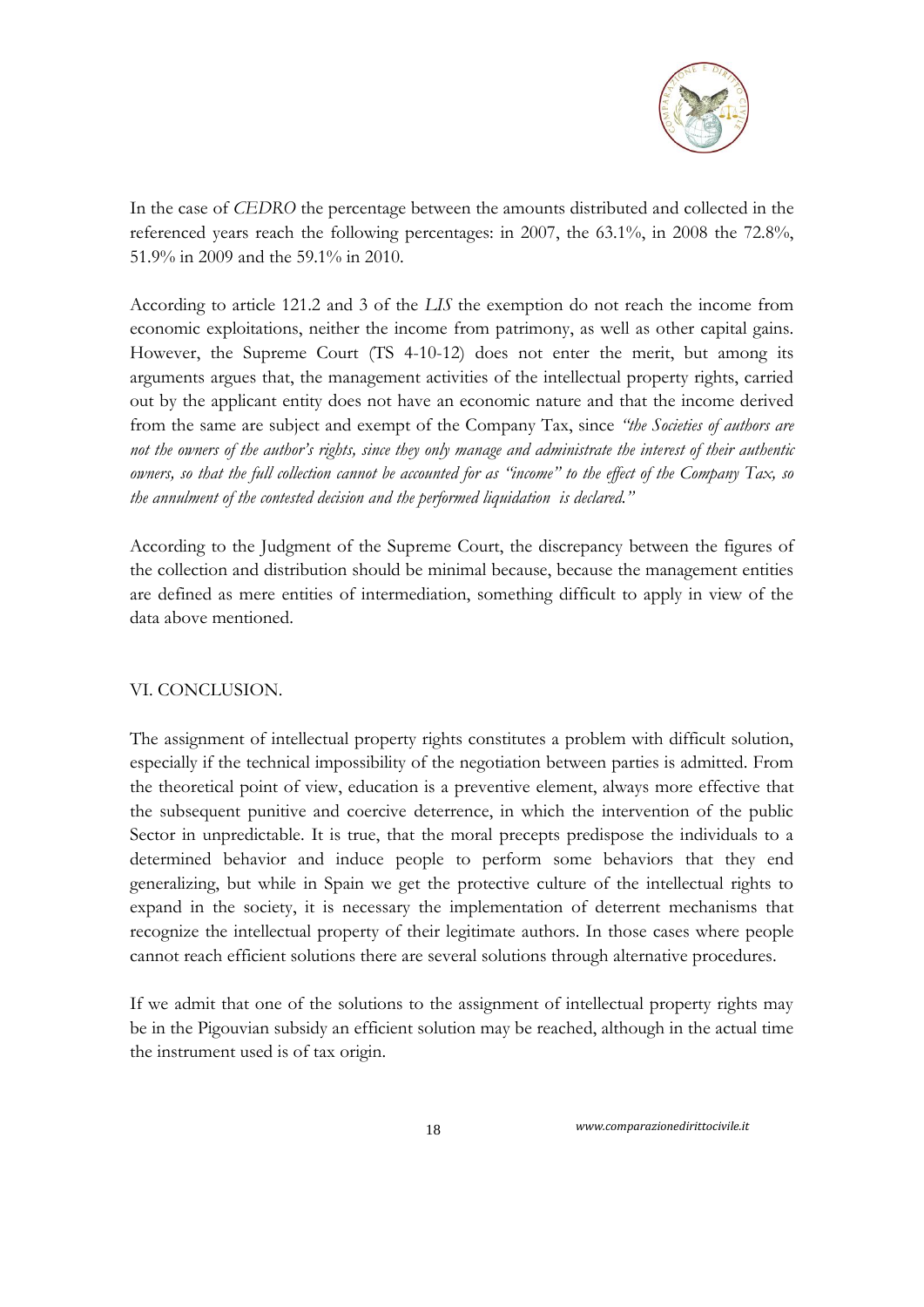In the case of *CEDRO* the percentage between the amounts distributed and collected in the referenced years reach the following percentages: in 2007, the 63.1%, in 2008 the 72.8%, 51.9% in 2009 and the 59.1% in 2010.

According to article 121.2 and 3 of the *LIS* the exemption do not reach the income from economic exploitations, neither the income from patrimony, as well as other capital gains. However, the Supreme Court (TS 4-10-12) does not enter the merit, but among its arguments argues that, the management activities of the intellectual property rights, carried out by the applicant entity does not have an economic nature and that the income derived from the same are subject and exempt of the Company Tax, since *"the Societies of authors are not the owners of the author's rights, since they only manage and administrate the interest of their authentic owners, so that the full collection cannot be accounted for as "income" to the effect of the Company Tax, so the annulment of the contested decision and the performed liquidation is declared."*

According to the Judgment of the Supreme Court, the discrepancy between the figures of the collection and distribution should be minimal because, because the management entities are defined as mere entities of intermediation, something difficult to apply in view of the data above mentioned.

## VI. CONCLUSION.

The assignment of intellectual property rights constitutes a problem with difficult solution, especially if the technical impossibility of the negotiation between parties is admitted. From the theoretical point of view, education is a preventive element, always more effective that the subsequent punitive and coercive deterrence, in which the intervention of the public Sector in unpredictable. It is true, that the moral precepts predispose the individuals to a determined behavior and induce people to perform some behaviors that they end generalizing, but while in Spain we get the protective culture of the intellectual rights to expand in the society, it is necessary the implementation of deterrent mechanisms that recognize the intellectual property of their legitimate authors. In those cases where people cannot reach efficient solutions there are several solutions through alternative procedures.

If we admit that one of the solutions to the assignment of intellectual property rights may be in the Pigouvian subsidy an efficient solution may be reached, although in the actual time the instrument used is of tax origin.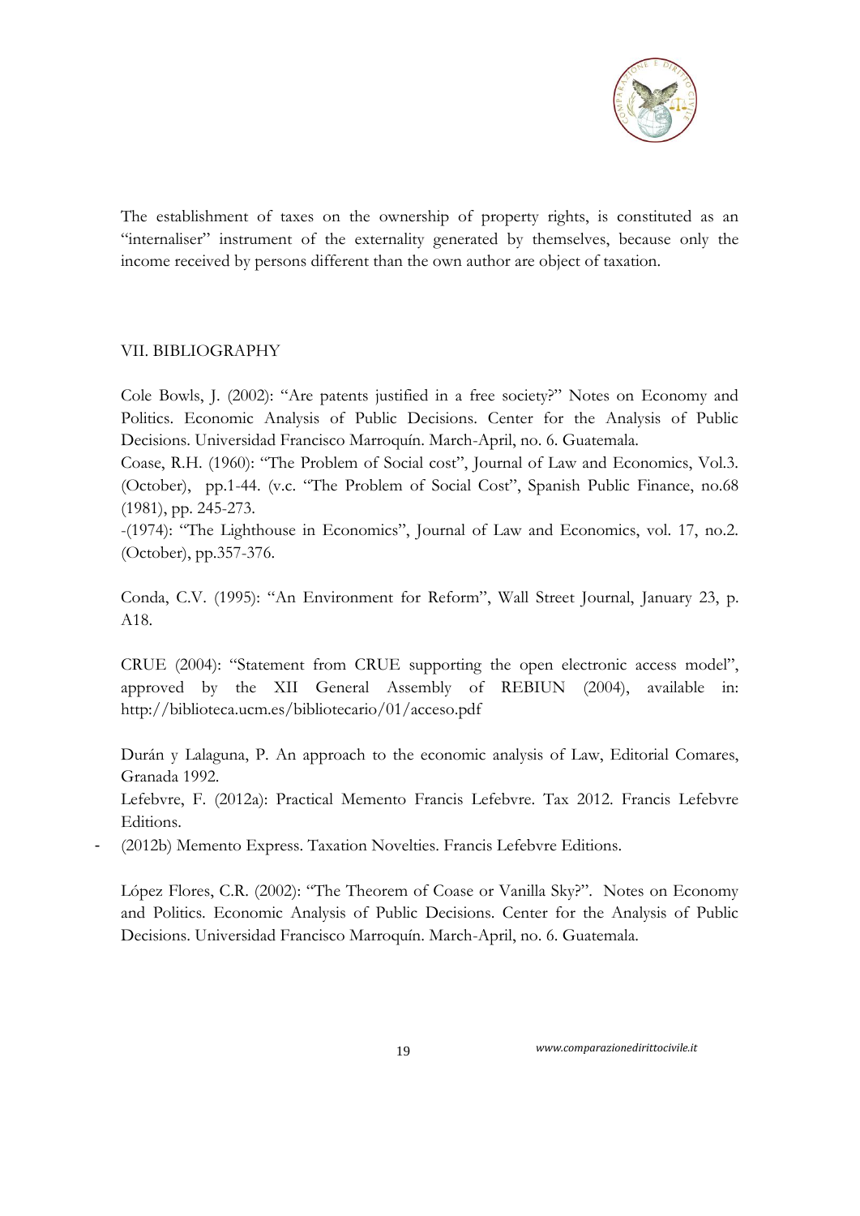The establishment of taxes on the ownership of property rights, is constituted as an "internaliser" instrument of the externality generated by themselves, because only the income received by persons different than the own author are object of taxation.

## VII. BIBLIOGRAPHY

Cole Bowls, J. (2002): "Are patents justified in a free society?" Notes on Economy and Politics. Economic Analysis of Public Decisions. Center for the Analysis of Public Decisions. Universidad Francisco Marroquín. March-April, no. 6. Guatemala.

Coase, R.H. (1960): "The Problem of Social cost", Journal of Law and Economics, Vol.3. (October), pp.1-44. (v.c. "The Problem of Social Cost", Spanish Public Finance, no.68 (1981), pp. 245-273.

-(1974): "The Lighthouse in Economics", Journal of Law and Economics, vol. 17, no.2. (October), pp.357-376.

Conda, C.V. (1995): "An Environment for Reform", Wall Street Journal, January 23, p. A18.

CRUE (2004): "Statement from CRUE supporting the open electronic access model", approved by the XII General Assembly of REBIUN (2004), available in: http://biblioteca.ucm.es/bibliotecario/01/acceso.pdf

Durán y Lalaguna, P. An approach to the economic analysis of Law, Editorial Comares, Granada 1992.

Lefebvre, F. (2012a): Practical Memento Francis Lefebvre. Tax 2012. Francis Lefebvre Editions.

- (2012b) Memento Express. Taxation Novelties. Francis Lefebvre Editions.

López Flores, C.R. (2002): "The Theorem of Coase or Vanilla Sky?". Notes on Economy and Politics. Economic Analysis of Public Decisions. Center for the Analysis of Public Decisions. Universidad Francisco Marroquín. March-April, no. 6. Guatemala.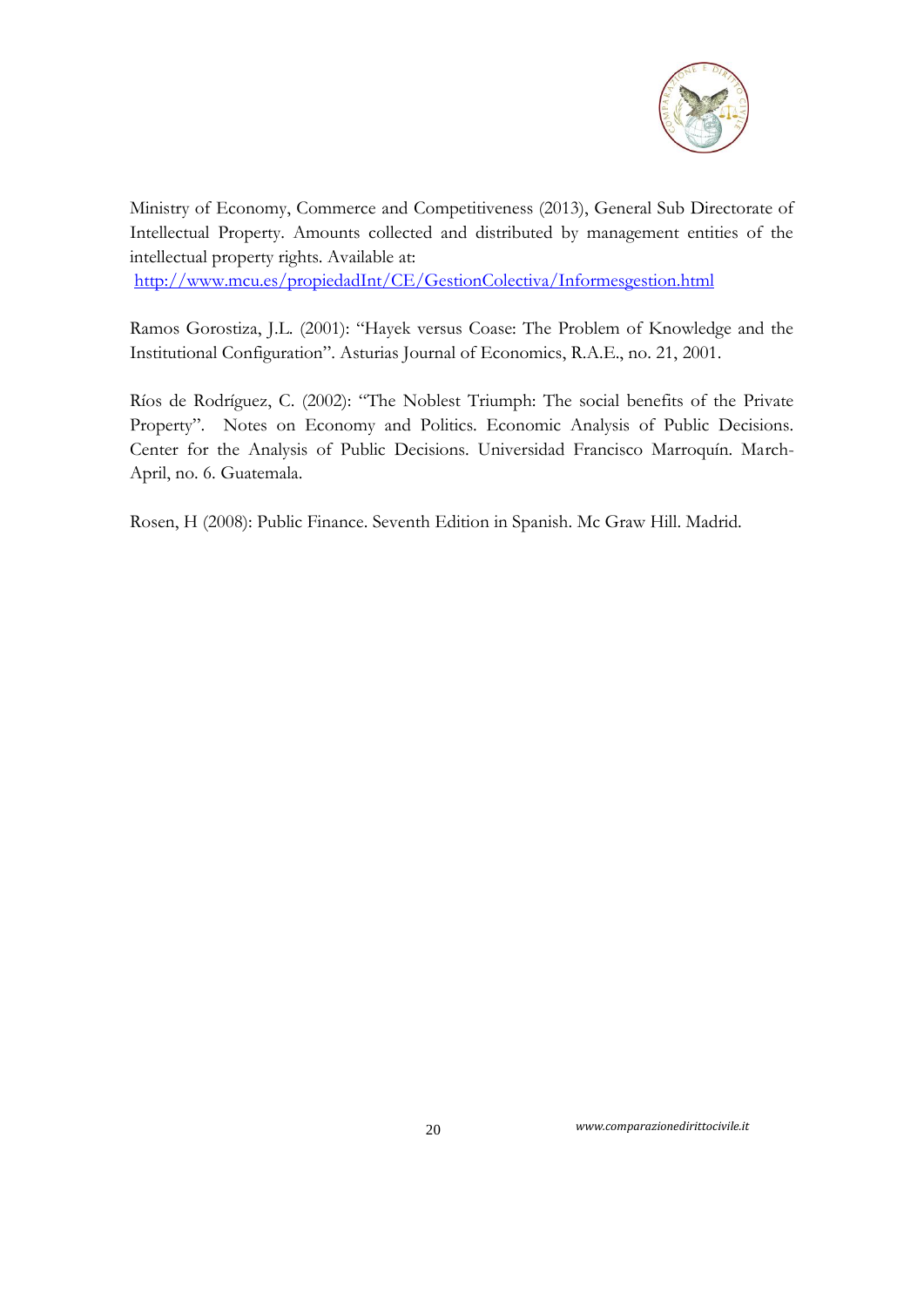Ministry of Economy, Commerce and Competitiveness (2013), General Sub Directorate of Intellectual Property. Amounts collected and distributed by management entities of the intellectual property rights. Available at: http://www.mcu.es/propiedadInt/CE/GestionColectiva/Informesgestion.html

Ramos Gorostiza, J.L. (2001): "Hayek versus Coase: The Problem of Knowledge and the Institutional Configuration". Asturias Journal of Economics, R.A.E., no. 21, 2001.

Ríos de Rodríguez, C. (2002): "The Noblest Triumph: The social benefits of the Private Property". Notes on Economy and Politics. Economic Analysis of Public Decisions. Center for the Analysis of Public Decisions. Universidad Francisco Marroquín. March-April, no. 6. Guatemala.

Rosen, H (2008): Public Finance. Seventh Edition in Spanish. Mc Graw Hill. Madrid.